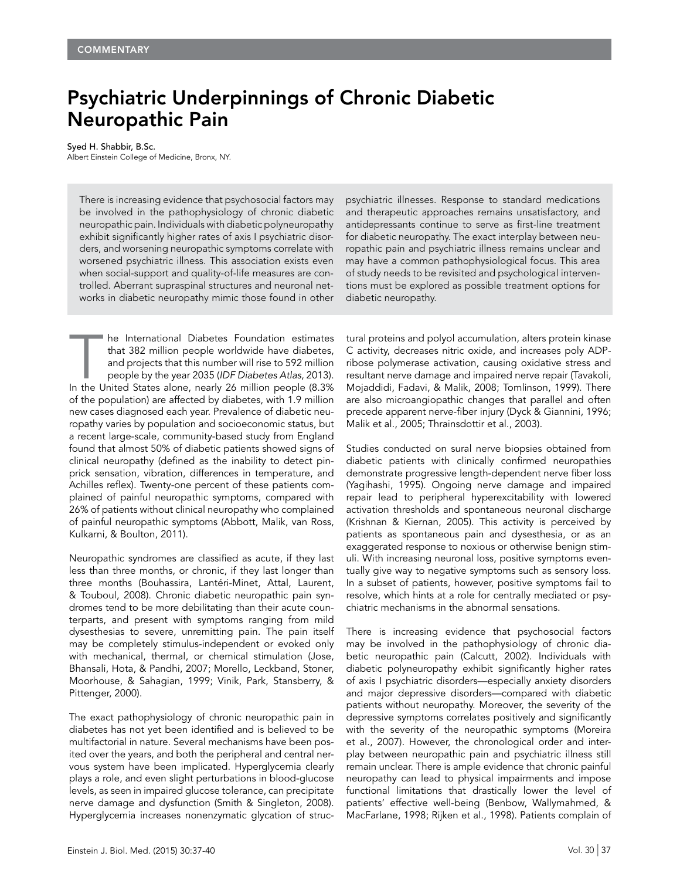COMMENTARY

# Psychiatric Underpinnings of Chronic Diabetic Neuropathic Pain

Syed H. Shabbir, B.Sc.
Albert Einstein College of Medicine, Bronx, NY.

> There is increasing evidence that psychosocial factors may be involved in the pathophysiology of chronic diabetic neuropathic pain. Individuals with diabetic polyneuropathy exhibit significantly higher rates of axis I psychiatric disorders, and worsening neuropathic symptoms correlate with worsened psychiatric illness. This association exists even when social-support and quality-of-life measures are controlled. Aberrant supraspinal structures and neuronal networks in diabetic neuropathy mimic those found in other psychiatric illnesses. Response to standard medications and therapeutic approaches remains unsatisfactory, and antidepressants continue to serve as first-line treatment for diabetic neuropathy. The exact interplay between neuropathic pain and psychiatric illness remains unclear and may have a common pathophysiological focus. This area of study needs to be revisited and psychological interventions must be explored as possible treatment options for diabetic neuropathy.

The International Diabetes Foundation estimates that 382 million people worldwide have diabetes, and projects that this number will rise to 592 million people by the year 2035 (*IDF Diabetes Atlas*, 2013). In the United States alone, nearly 26 million people (8.3% of the population) are affected by diabetes, with 1.9 million new cases diagnosed each year. Prevalence of diabetic neuropathy varies by population and socioeconomic status, but a recent large-scale, community-based study from England found that almost 50% of diabetic patients showed signs of clinical neuropathy (defined as the inability to detect pinprick sensation, vibration, differences in temperature, and Achilles reflex). Twenty-one percent of these patients complained of painful neuropathic symptoms, compared with 26% of patients without clinical neuropathy who complained of painful neuropathic symptoms (Abbott, Malik, van Ross, Kulkarni, & Boulton, 2011).

Neuropathic syndromes are classified as acute, if they last less than three months, or chronic, if they last longer than three months (Bouhassira, Lantéri-Minet, Attal, Laurent, & Touboul, 2008). Chronic diabetic neuropathic pain syndromes tend to be more debilitating than their acute counterparts, and present with symptoms ranging from mild dysesthesias to severe, unremitting pain. The pain itself may be completely stimulus-independent or evoked only with mechanical, thermal, or chemical stimulation (Jose, Bhansali, Hota, & Pandhi, 2007; Morello, Leckband, Stoner, Moorhouse, & Sahagian, 1999; Vinik, Park, Stansberry, & Pittenger, 2000).

The exact pathophysiology of chronic neuropathic pain in diabetes has not yet been identified and is believed to be multifactorial in nature. Several mechanisms have been posited over the years, and both the peripheral and central nervous system have been implicated. Hyperglycemia clearly plays a role, and even slight perturbations in blood-glucose levels, as seen in impaired glucose tolerance, can precipitate nerve damage and dysfunction (Smith & Singleton, 2008). Hyperglycemia increases nonenzymatic glycation of structural proteins and polyol accumulation, alters protein kinase C activity, decreases nitric oxide, and increases poly ADP-ribose polymerase activation, causing oxidative stress and resultant nerve damage and impaired nerve repair (Tavakoli, Mojaddidi, Fadavi, & Malik, 2008; Tomlinson, 1999). There are also microangiopathic changes that parallel and often precede apparent nerve-fiber injury (Dyck & Giannini, 1996; Malik et al., 2005; Thrainsdottir et al., 2003).

Studies conducted on sural nerve biopsies obtained from diabetic patients with clinically confirmed neuropathies demonstrate progressive length-dependent nerve fiber loss (Yagihashi, 1995). Ongoing nerve damage and impaired repair lead to peripheral hyperexcitability with lowered activation thresholds and spontaneous neuronal discharge (Krishnan & Kiernan, 2005). This activity is perceived by patients as spontaneous pain and dysesthesia, or as an exaggerated response to noxious or otherwise benign stimuli. With increasing neuronal loss, positive symptoms eventually give way to negative symptoms such as sensory loss. In a subset of patients, however, positive symptoms fail to resolve, which hints at a role for centrally mediated or psychiatric mechanisms in the abnormal sensations.

There is increasing evidence that psychosocial factors may be involved in the pathophysiology of chronic diabetic neuropathic pain (Calcutt, 2002). Individuals with diabetic polyneuropathy exhibit significantly higher rates of axis I psychiatric disorders—especially anxiety disorders and major depressive disorders—compared with diabetic patients without neuropathy. Moreover, the severity of the depressive symptoms correlates positively and significantly with the severity of the neuropathic symptoms (Moreira et al., 2007). However, the chronological order and interplay between neuropathic pain and psychiatric illness still remain unclear. There is ample evidence that chronic painful neuropathy can lead to physical impairments and impose functional limitations that drastically lower the level of patients' effective well-being (Benbow, Wallymahmed, & MacFarlane, 1998; Rijken et al., 1998). Patients complain of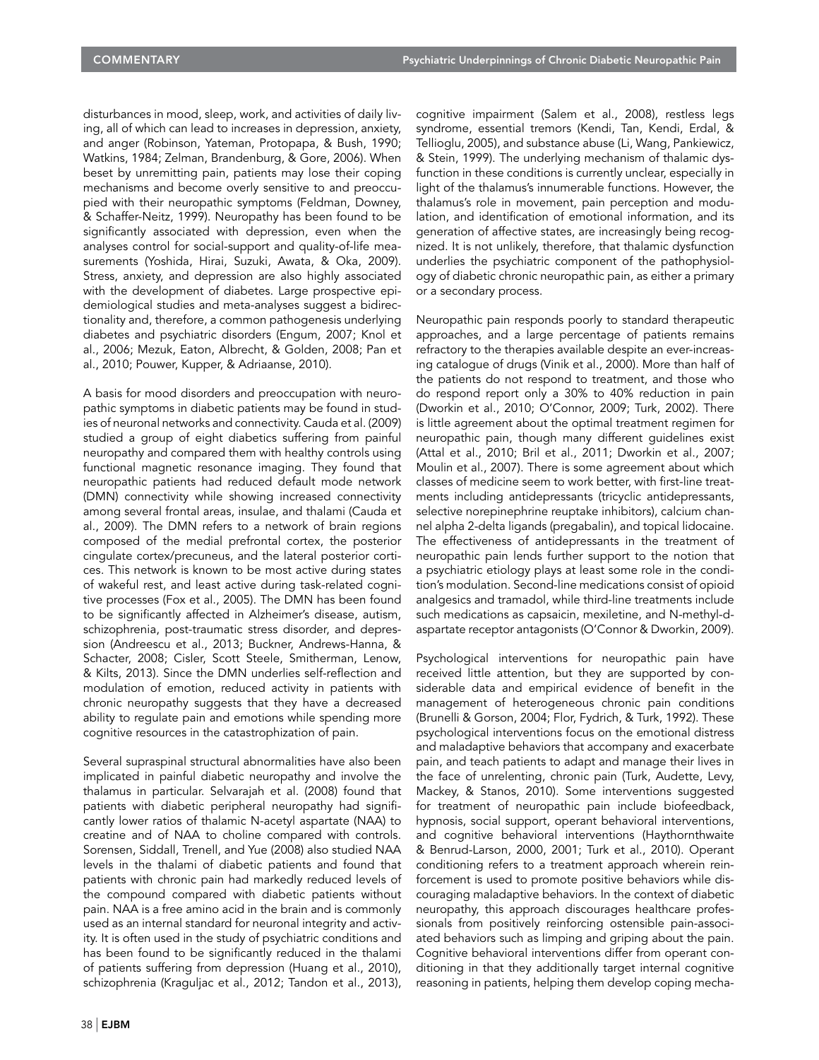disturbances in mood, sleep, work, and activities of daily living, all of which can lead to increases in depression, anxiety, and anger (Robinson, Yateman, Protopapa, & Bush, 1990; Watkins, 1984; Zelman, Brandenburg, & Gore, 2006). When beset by unremitting pain, patients may lose their coping mechanisms and become overly sensitive to and preoccupied with their neuropathic symptoms (Feldman, Downey, & Schaffer-Neitz, 1999). Neuropathy has been found to be significantly associated with depression, even when the analyses control for social-support and quality-of-life measurements (Yoshida, Hirai, Suzuki, Awata, & Oka, 2009). Stress, anxiety, and depression are also highly associated with the development of diabetes. Large prospective epidemiological studies and meta-analyses suggest a bidirectionality and, therefore, a common pathogenesis underlying diabetes and psychiatric disorders (Engum, 2007; Knol et al., 2006; Mezuk, Eaton, Albrecht, & Golden, 2008; Pan et al., 2010; Pouwer, Kupper, & Adriaanse, 2010).

A basis for mood disorders and preoccupation with neuropathic symptoms in diabetic patients may be found in studies of neuronal networks and connectivity. Cauda et al. (2009) studied a group of eight diabetics suffering from painful neuropathy and compared them with healthy controls using functional magnetic resonance imaging. They found that neuropathic patients had reduced default mode network (DMN) connectivity while showing increased connectivity among several frontal areas, insulae, and thalami (Cauda et al., 2009). The DMN refers to a network of brain regions composed of the medial prefrontal cortex, the posterior cingulate cortex/precuneus, and the lateral posterior cortices. This network is known to be most active during states of wakeful rest, and least active during task-related cognitive processes (Fox et al., 2005). The DMN has been found to be significantly affected in Alzheimer's disease, autism, schizophrenia, post-traumatic stress disorder, and depression (Andreescu et al., 2013; Buckner, Andrews-Hanna, & Schacter, 2008; Cisler, Scott Steele, Smitherman, Lenow, & Kilts, 2013). Since the DMN underlies self-reflection and modulation of emotion, reduced activity in patients with chronic neuropathy suggests that they have a decreased ability to regulate pain and emotions while spending more cognitive resources in the catastrophization of pain.

Several supraspinal structural abnormalities have also been implicated in painful diabetic neuropathy and involve the thalamus in particular. Selvarajah et al. (2008) found that patients with diabetic peripheral neuropathy had significantly lower ratios of thalamic N-acetyl aspartate (NAA) to creatine and of NAA to choline compared with controls. Sorensen, Siddall, Trenell, and Yue (2008) also studied NAA levels in the thalami of diabetic patients and found that patients with chronic pain had markedly reduced levels of the compound compared with diabetic patients without pain. NAA is a free amino acid in the brain and is commonly used as an internal standard for neuronal integrity and activity. It is often used in the study of psychiatric conditions and has been found to be significantly reduced in the thalami of patients suffering from depression (Huang et al., 2010), schizophrenia (Kraguljac et al., 2012; Tandon et al., 2013), cognitive impairment (Salem et al., 2008), restless legs syndrome, essential tremors (Kendi, Tan, Kendi, Erdal, & Tellioglu, 2005), and substance abuse (Li, Wang, Pankiewicz, & Stein, 1999). The underlying mechanism of thalamic dysfunction in these conditions is currently unclear, especially in light of the thalamus's innumerable functions. However, the thalamus's role in movement, pain perception and modulation, and identification of emotional information, and its generation of affective states, are increasingly being recognized. It is not unlikely, therefore, that thalamic dysfunction underlies the psychiatric component of the pathophysiology of diabetic chronic neuropathic pain, as either a primary or a secondary process.

Neuropathic pain responds poorly to standard therapeutic approaches, and a large percentage of patients remains refractory to the therapies available despite an ever-increasing catalogue of drugs (Vinik et al., 2000). More than half of the patients do not respond to treatment, and those who do respond report only a 30% to 40% reduction in pain (Dworkin et al., 2010; O'Connor, 2009; Turk, 2002). There is little agreement about the optimal treatment regimen for neuropathic pain, though many different guidelines exist (Attal et al., 2010; Bril et al., 2011; Dworkin et al., 2007; Moulin et al., 2007). There is some agreement about which classes of medicine seem to work better, with first-line treatments including antidepressants (tricyclic antidepressants, selective norepinephrine reuptake inhibitors), calcium channel alpha 2-delta ligands (pregabalin), and topical lidocaine. The effectiveness of antidepressants in the treatment of neuropathic pain lends further support to the notion that a psychiatric etiology plays at least some role in the condition's modulation. Second-line medications consist of opioid analgesics and tramadol, while third-line treatments include such medications as capsaicin, mexiletine, and N-methyl-d-aspartate receptor antagonists (O'Connor & Dworkin, 2009).

Psychological interventions for neuropathic pain have received little attention, but they are supported by considerable data and empirical evidence of benefit in the management of heterogeneous chronic pain conditions (Brunelli & Gorson, 2004; Flor, Fydrich, & Turk, 1992). These psychological interventions focus on the emotional distress and maladaptive behaviors that accompany and exacerbate pain, and teach patients to adapt and manage their lives in the face of unrelenting, chronic pain (Turk, Audette, Levy, Mackey, & Stanos, 2010). Some interventions suggested for treatment of neuropathic pain include biofeedback, hypnosis, social support, operant behavioral interventions, and cognitive behavioral interventions (Haythornthwaite & Benrud-Larson, 2000, 2001; Turk et al., 2010). Operant conditioning refers to a treatment approach wherein reinforcement is used to promote positive behaviors while discouraging maladaptive behaviors. In the context of diabetic neuropathy, this approach discourages healthcare professionals from positively reinforcing ostensible pain-associated behaviors such as limping and griping about the pain. Cognitive behavioral interventions differ from operant conditioning in that they additionally target internal cognitive reasoning in patients, helping them develop coping mecha-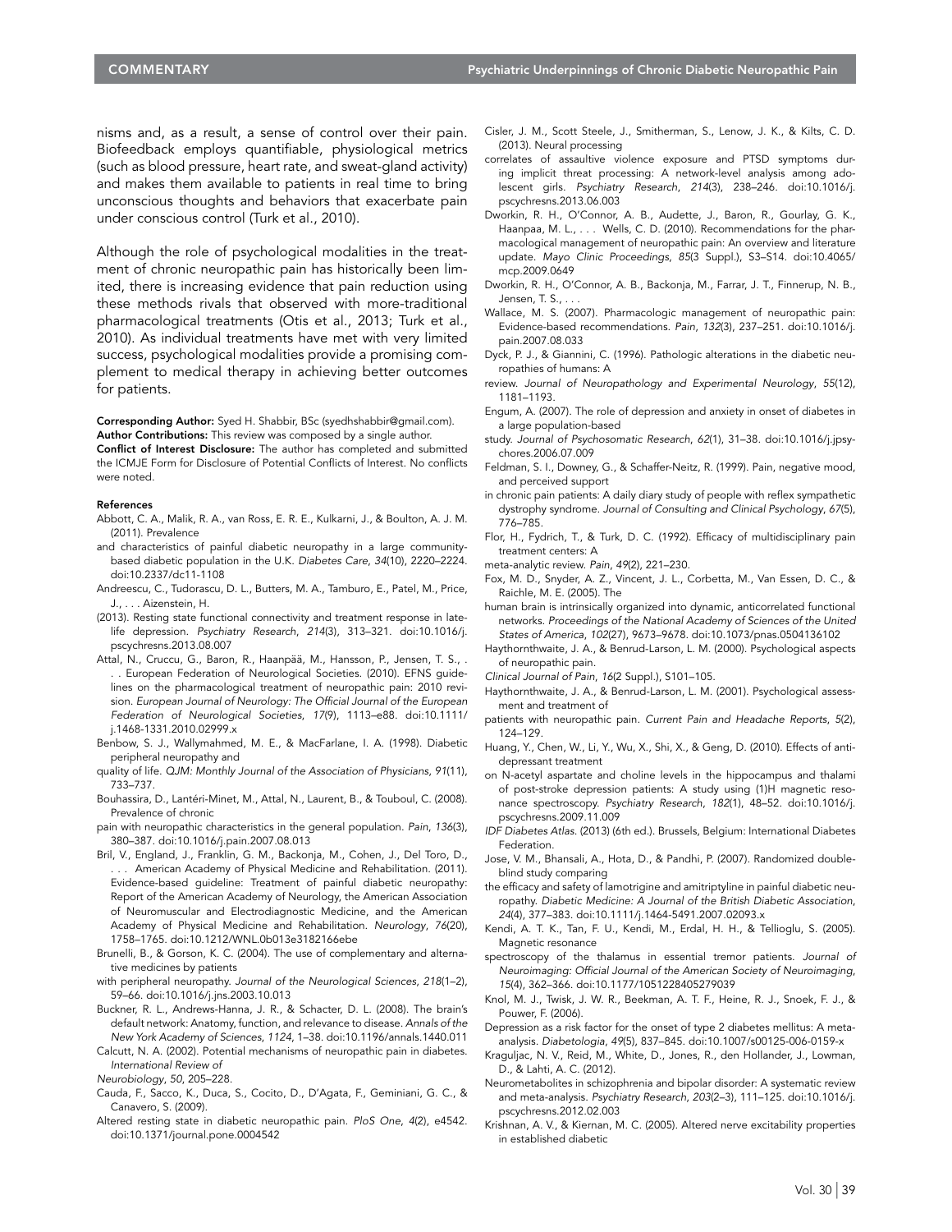nisms and, as a result, a sense of control over their pain. Biofeedback employs quantifiable, physiological metrics (such as blood pressure, heart rate, and sweat-gland activity) and makes them available to patients in real time to bring unconscious thoughts and behaviors that exacerbate pain under conscious control (Turk et al., 2010).

Although the role of psychological modalities in the treatment of chronic neuropathic pain has historically been limited, there is increasing evidence that pain reduction using these methods rivals that observed with more-traditional pharmacological treatments (Otis et al., 2013; Turk et al., 2010). As individual treatments have met with very limited success, psychological modalities provide a promising complement to medical therapy in achieving better outcomes for patients.

**Corresponding Author:** Syed H. Shabbir, BSc (syedhshabbir@gmail.com).
**Author Contributions:** This review was composed by a single author.
**Conflict of Interest Disclosure:** The author has completed and submitted the ICMJE Form for Disclosure of Potential Conflicts of Interest. No conflicts were noted.

**References**

Abbott, C. A., Malik, R. A., van Ross, E. R. E., Kulkarni, J., & Boulton, A. J. M. (2011). Prevalence and characteristics of painful diabetic neuropathy in a large community-based diabetic population in the U.K. *Diabetes Care*, *34*(10), 2220–2224. doi:10.2337/dc11-1108

Andreescu, C., Tudorascu, D. L., Butters, M. A., Tamburo, E., Patel, M., Price, J., . . . Aizenstein, H. (2013). Resting state functional connectivity and treatment response in late-life depression. *Psychiatry Research*, *214*(3), 313–321. doi:10.1016/j.pscychresns.2013.08.007

Attal, N., Cruccu, G., Baron, R., Haanpää, M., Hansson, P., Jensen, T. S., . . . European Federation of Neurological Societies. (2010). EFNS guidelines on the pharmacological treatment of neuropathic pain: 2010 revision. *European Journal of Neurology: The Official Journal of the European Federation of Neurological Societies*, *17*(9), 1113–e88. doi:10.1111/j.1468-1331.2010.02999.x

Benbow, S. J., Wallymahmed, M. E., & MacFarlane, I. A. (1998). Diabetic peripheral neuropathy and quality of life. *QJM: Monthly Journal of the Association of Physicians*, *91*(11), 733–737.

Bouhassira, D., Lantéri-Minet, M., Attal, N., Laurent, B., & Touboul, C. (2008). Prevalence of chronic pain with neuropathic characteristics in the general population. *Pain*, *136*(3), 380–387. doi:10.1016/j.pain.2007.08.013

Bril, V., England, J., Franklin, G. M., Backonja, M., Cohen, J., Del Toro, D., . . . American Academy of Physical Medicine and Rehabilitation. (2011). Evidence-based guideline: Treatment of painful diabetic neuropathy: Report of the American Academy of Neurology, the American Association of Neuromuscular and Electrodiagnostic Medicine, and the American Academy of Physical Medicine and Rehabilitation. *Neurology*, *76*(20), 1758–1765. doi:10.1212/WNL.0b013e3182166ebe

Brunelli, B., & Gorson, K. C. (2004). The use of complementary and alternative medicines by patients with peripheral neuropathy. *Journal of the Neurological Sciences*, *218*(1–2), 59–66. doi:10.1016/j.jns.2003.10.013

Buckner, R. L., Andrews-Hanna, J. R., & Schacter, D. L. (2008). The brain's default network: Anatomy, function, and relevance to disease. *Annals of the New York Academy of Sciences*, *1124*, 1–38. doi:10.1196/annals.1440.011

Calcutt, N. A. (2002). Potential mechanisms of neuropathic pain in diabetes. *International Review of Neurobiology*, *50*, 205–228.

Cauda, F., Sacco, K., Duca, S., Cocito, D., D'Agata, F., Geminiani, G. C., & Canavero, S. (2009). Altered resting state in diabetic neuropathic pain. *PloS One*, *4*(2), e4542. doi:10.1371/journal.pone.0004542

Cisler, J. M., Scott Steele, J., Smitherman, S., Lenow, J. K., & Kilts, C. D. (2013). Neural processing correlates of assaultive violence exposure and PTSD symptoms during implicit threat processing: A network-level analysis among adolescent girls. *Psychiatry Research*, *214*(3), 238–246. doi:10.1016/j.pscychresns.2013.06.003

Dworkin, R. H., O'Connor, A. B., Audette, J., Baron, R., Gourlay, G. K., Haanpaa, M. L., . . . Wells, C. D. (2010). Recommendations for the pharmacological management of neuropathic pain: An overview and literature update. *Mayo Clinic Proceedings*, *85*(3 Suppl.), S3–S14. doi:10.4065/mcp.2009.0649

Dworkin, R. H., O'Connor, A. B., Backonja, M., Farrar, J. T., Finnerup, N. B., Jensen, T. S., . . . Wallace, M. S. (2007). Pharmacologic management of neuropathic pain: Evidence-based recommendations. *Pain*, *132*(3), 237–251. doi:10.1016/j.pain.2007.08.033

Dyck, P. J., & Giannini, C. (1996). Pathologic alterations in the diabetic neuropathies of humans: A review. *Journal of Neuropathology and Experimental Neurology*, *55*(12), 1181–1193.

Engum, A. (2007). The role of depression and anxiety in onset of diabetes in a large population-based study. *Journal of Psychosomatic Research*, *62*(1), 31–38. doi:10.1016/j.jpsychores.2006.07.009

Feldman, S. I., Downey, G., & Schaffer-Neitz, R. (1999). Pain, negative mood, and perceived support in chronic pain patients: A daily diary study of people with reflex sympathetic dystrophy syndrome. *Journal of Consulting and Clinical Psychology*, *67*(5), 776–785.

Flor, H., Fydrich, T., & Turk, D. C. (1992). Efficacy of multidisciplinary pain treatment centers: A meta-analytic review. *Pain*, *49*(2), 221–230.

Fox, M. D., Snyder, A. Z., Vincent, J. L., Corbetta, M., Van Essen, D. C., & Raichle, M. E. (2005). The human brain is intrinsically organized into dynamic, anticorrelated functional networks. *Proceedings of the National Academy of Sciences of the United States of America*, *102*(27), 9673–9678. doi:10.1073/pnas.0504136102

Haythornthwaite, J. A., & Benrud-Larson, L. M. (2000). Psychological aspects of neuropathic pain. *Clinical Journal of Pain*, *16*(2 Suppl.), S101–105.

Haythornthwaite, J. A., & Benrud-Larson, L. M. (2001). Psychological assessment and treatment of patients with neuropathic pain. *Current Pain and Headache Reports*, *5*(2), 124–129.

Huang, Y., Chen, W., Li, Y., Wu, X., Shi, X., & Geng, D. (2010). Effects of antidepressant treatment on N-acetyl aspartate and choline levels in the hippocampus and thalami of post-stroke depression patients: A study using (1)H magnetic resonance spectroscopy. *Psychiatry Research*, *182*(1), 48–52. doi:10.1016/j.pscychresns.2009.11.009

*IDF Diabetes Atlas*. (2013) (6th ed.). Brussels, Belgium: International Diabetes Federation.

Jose, V. M., Bhansali, A., Hota, D., & Pandhi, P. (2007). Randomized double-blind study comparing the efficacy and safety of lamotrigine and amitriptyline in painful diabetic neuropathy. *Diabetic Medicine: A Journal of the British Diabetic Association*, *24*(4), 377–383. doi:10.1111/j.1464-5491.2007.02093.x

Kendi, A. T. K., Tan, F. U., Kendi, M., Erdal, H. H., & Tellioglu, S. (2005). Magnetic resonance spectroscopy of the thalamus in essential tremor patients. *Journal of Neuroimaging: Official Journal of the American Society of Neuroimaging*, *15*(4), 362–366. doi:10.1177/1051228405279039

Knol, M. J., Twisk, J. W. R., Beekman, A. T. F., Heine, R. J., Snoek, F. J., & Pouwer, F. (2006). Depression as a risk factor for the onset of type 2 diabetes mellitus: A meta-analysis. *Diabetologia*, *49*(5), 837–845. doi:10.1007/s00125-006-0159-x

Kraguljac, N. V., Reid, M., White, D., Jones, R., den Hollander, J., Lowman, D., & Lahti, A. C. (2012). Neurometabolites in schizophrenia and bipolar disorder: A systematic review and meta-analysis. *Psychiatry Research*, *203*(2–3), 111–125. doi:10.1016/j.pscychresns.2012.02.003

Krishnan, A. V., & Kiernan, M. C. (2005). Altered nerve excitability properties in established diabetic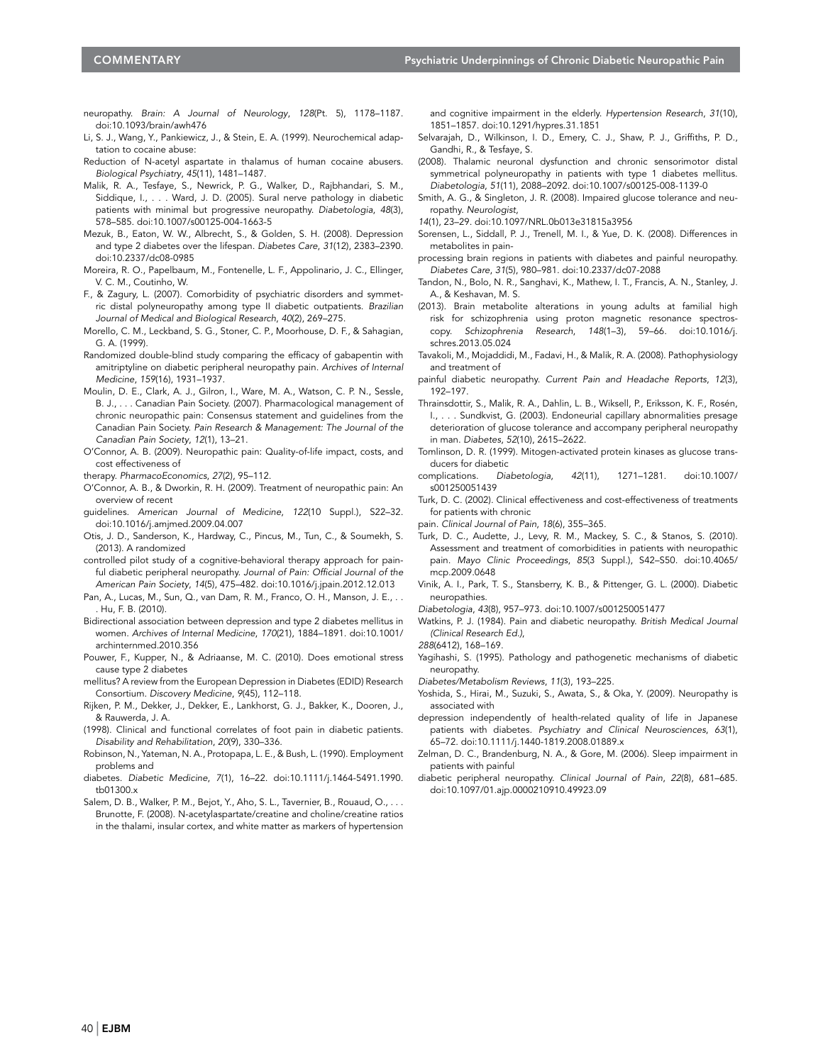neuropathy. *Brain: A Journal of Neurology*, *128*(Pt. 5), 1178–1187. doi:10.1093/brain/awh476

Li, S. J., Wang, Y., Pankiewicz, J., & Stein, E. A. (1999). Neurochemical adaptation to cocaine abuse:

Reduction of N-acetyl aspartate in thalamus of human cocaine abusers. *Biological Psychiatry*, *45*(11), 1481–1487.

Malik, R. A., Tesfaye, S., Newrick, P. G., Walker, D., Rajbhandari, S. M., Siddique, I., . . . Ward, J. D. (2005). Sural nerve pathology in diabetic patients with minimal but progressive neuropathy. *Diabetologia*, *48*(3), 578–585. doi:10.1007/s00125-004-1663-5

Mezuk, B., Eaton, W. W., Albrecht, S., & Golden, S. H. (2008). Depression and type 2 diabetes over the lifespan. *Diabetes Care*, *31*(12), 2383–2390. doi:10.2337/dc08-0985

Moreira, R. O., Papelbaum, M., Fontenelle, L. F., Appolinario, J. C., Ellinger, V. C. M., Coutinho, W.

F., & Zagury, L. (2007). Comorbidity of psychiatric disorders and symmetric distal polyneuropathy among type II diabetic outpatients. *Brazilian Journal of Medical and Biological Research*, *40*(2), 269–275.

Morello, C. M., Leckband, S. G., Stoner, C. P., Moorhouse, D. F., & Sahagian, G. A. (1999).

Randomized double-blind study comparing the efficacy of gabapentin with amitriptyline on diabetic peripheral neuropathy pain. *Archives of Internal Medicine*, *159*(16), 1931–1937.

Moulin, D. E., Clark, A. J., Gilron, I., Ware, M. A., Watson, C. P. N., Sessle, B. J., . . . Canadian Pain Society. (2007). Pharmacological management of chronic neuropathic pain: Consensus statement and guidelines from the Canadian Pain Society. *Pain Research & Management: The Journal of the Canadian Pain Society*, *12*(1), 13–21.

O'Connor, A. B. (2009). Neuropathic pain: Quality-of-life impact, costs, and cost effectiveness of

therapy. *PharmacoEconomics*, *27*(2), 95–112.

O'Connor, A. B., & Dworkin, R. H. (2009). Treatment of neuropathic pain: An overview of recent

guidelines. *American Journal of Medicine*, *122*(10 Suppl.), S22–32. doi:10.1016/j.amjmed.2009.04.007

Otis, J. D., Sanderson, K., Hardway, C., Pincus, M., Tun, C., & Soumekh, S. (2013). A randomized

controlled pilot study of a cognitive-behavioral therapy approach for painful diabetic peripheral neuropathy. *Journal of Pain: Official Journal of the American Pain Society*, *14*(5), 475–482. doi:10.1016/j.jpain.2012.12.013

Pan, A., Lucas, M., Sun, Q., van Dam, R. M., Franco, O. H., Manson, J. E., . . . Hu, F. B. (2010).

Bidirectional association between depression and type 2 diabetes mellitus in women. *Archives of Internal Medicine*, *170*(21), 1884–1891. doi:10.1001/archinternmed.2010.356

Pouwer, F., Kupper, N., & Adriaanse, M. C. (2010). Does emotional stress cause type 2 diabetes

mellitus? A review from the European Depression in Diabetes (EDID) Research Consortium. *Discovery Medicine*, *9*(45), 112–118.

Rijken, P. M., Dekker, J., Dekker, E., Lankhorst, G. J., Bakker, K., Dooren, J., & Rauwerda, J. A.

(1998). Clinical and functional correlates of foot pain in diabetic patients. *Disability and Rehabilitation*, *20*(9), 330–336.

Robinson, N., Yateman, N. A., Protopapa, L. E., & Bush, L. (1990). Employment problems and

diabetes. *Diabetic Medicine*, *7*(1), 16–22. doi:10.1111/j.1464-5491.1990.tb01300.x

Salem, D. B., Walker, P. M., Bejot, Y., Aho, S. L., Tavernier, B., Rouaud, O., . . . Brunotte, F. (2008). N-acetylaspartate/creatine and choline/creatine ratios in the thalami, insular cortex, and white matter as markers of hypertension and cognitive impairment in the elderly. *Hypertension Research*, *31*(10), 1851–1857. doi:10.1291/hypres.31.1851

Selvarajah, D., Wilkinson, I. D., Emery, C. J., Shaw, P. J., Griffiths, P. D., Gandhi, R., & Tesfaye, S.

(2008). Thalamic neuronal dysfunction and chronic sensorimotor distal symmetrical polyneuropathy in patients with type 1 diabetes mellitus. *Diabetologia*, *51*(11), 2088–2092. doi:10.1007/s00125-008-1139-0

Smith, A. G., & Singleton, J. R. (2008). Impaired glucose tolerance and neuropathy. *Neurologist*,

*14*(1), 23–29. doi:10.1097/NRL.0b013e31815a3956

Sorensen, L., Siddall, P. J., Trenell, M. I., & Yue, D. K. (2008). Differences in metabolites in pain-

processing brain regions in patients with diabetes and painful neuropathy. *Diabetes Care*, *31*(5), 980–981. doi:10.2337/dc07-2088

Tandon, N., Bolo, N. R., Sanghavi, K., Mathew, I. T., Francis, A. N., Stanley, J. A., & Keshavan, M. S.

(2013). Brain metabolite alterations in young adults at familial high risk for schizophrenia using proton magnetic resonance spectroscopy. *Schizophrenia Research*, *148*(1–3), 59–66. doi:10.1016/j.schres.2013.05.024

Tavakoli, M., Mojaddidi, M., Fadavi, H., & Malik, R. A. (2008). Pathophysiology and treatment of

painful diabetic neuropathy. *Current Pain and Headache Reports*, *12*(3), 192–197.

Thrainsdottir, S., Malik, R. A., Dahlin, L. B., Wiksell, P., Eriksson, K. F., Rosén, I., . . . Sundkvist, G. (2003). Endoneurial capillary abnormalities presage deterioration of glucose tolerance and accompany peripheral neuropathy in man. *Diabetes*, *52*(10), 2615–2622.

Tomlinson, D. R. (1999). Mitogen-activated protein kinases as glucose transducers for diabetic

complications. *Diabetologia*, *42*(11), 1271–1281. doi:10.1007/s001250051439

Turk, D. C. (2002). Clinical effectiveness and cost-effectiveness of treatments for patients with chronic

pain. *Clinical Journal of Pain*, *18*(6), 355–365.

Turk, D. C., Audette, J., Levy, R. M., Mackey, S. C., & Stanos, S. (2010). Assessment and treatment of comorbidities in patients with neuropathic pain. *Mayo Clinic Proceedings*, *85*(3 Suppl.), S42–S50. doi:10.4065/mcp.2009.0648

Vinik, A. I., Park, T. S., Stansberry, K. B., & Pittenger, G. L. (2000). Diabetic neuropathies.

*Diabetologia*, *43*(8), 957–973. doi:10.1007/s001250051477

Watkins, P. J. (1984). Pain and diabetic neuropathy. *British Medical Journal (Clinical Research Ed.)*,

*288*(6412), 168–169.

Yagihashi, S. (1995). Pathology and pathogenetic mechanisms of diabetic neuropathy.

*Diabetes/Metabolism Reviews*, *11*(3), 193–225.

Yoshida, S., Hirai, M., Suzuki, S., Awata, S., & Oka, Y. (2009). Neuropathy is associated with

depression independently of health-related quality of life in Japanese patients with diabetes. *Psychiatry and Clinical Neurosciences*, *63*(1), 65–72. doi:10.1111/j.1440-1819.2008.01889.x

Zelman, D. C., Brandenburg, N. A., & Gore, M. (2006). Sleep impairment in patients with painful

diabetic peripheral neuropathy. *Clinical Journal of Pain*, *22*(8), 681–685. doi:10.1097/01.ajp.0000210910.49923.09